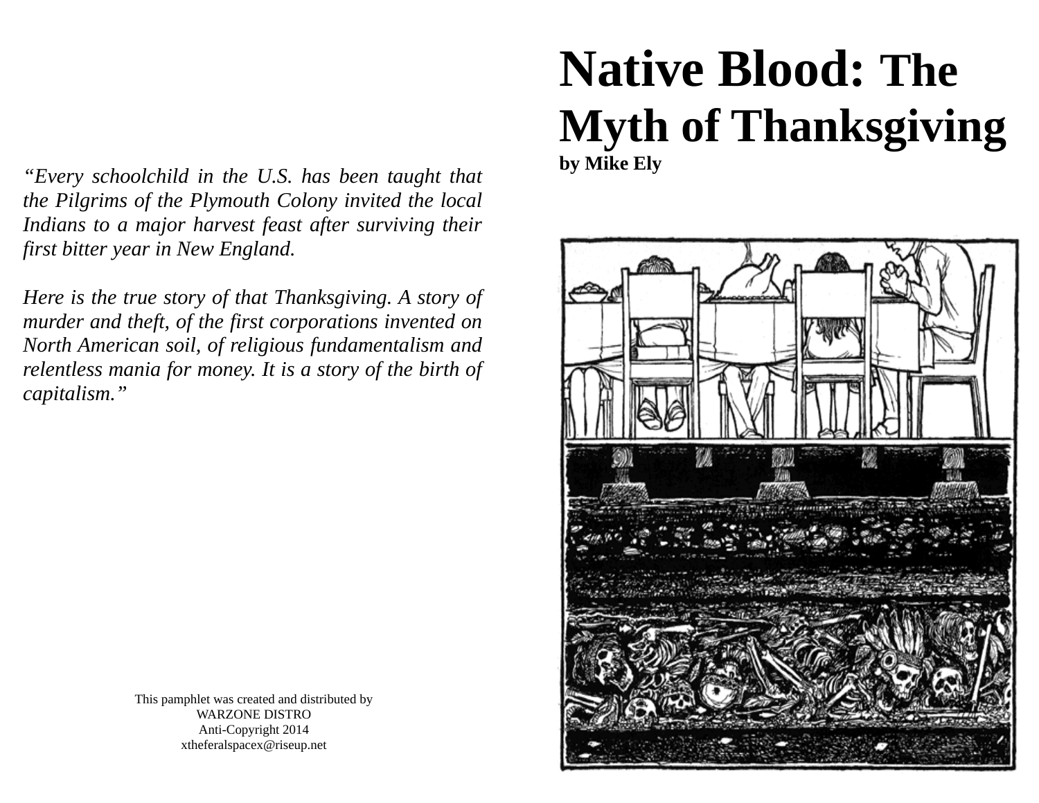# **Native Blood:** The Myth of Thanksgiving

**by Mike Ely**

*"Every schoolchild in the U.S. has been taught that the Pilgrims of the Plymouth Colony invited the local Indians to a major harvest feast after surviving their first bitter year in New England.*

*Here is the true story of that Thanksgiving. A story of murder and theft, of the first corporations invented on North American soil, of religious fundamentalism and relentless mania for money. It is a story of the birth of capitalism."*

This pamphlet was created and distributed by
WARZONE DISTRO
Anti-Copyright 2014
xtheferalspacex@riseup.net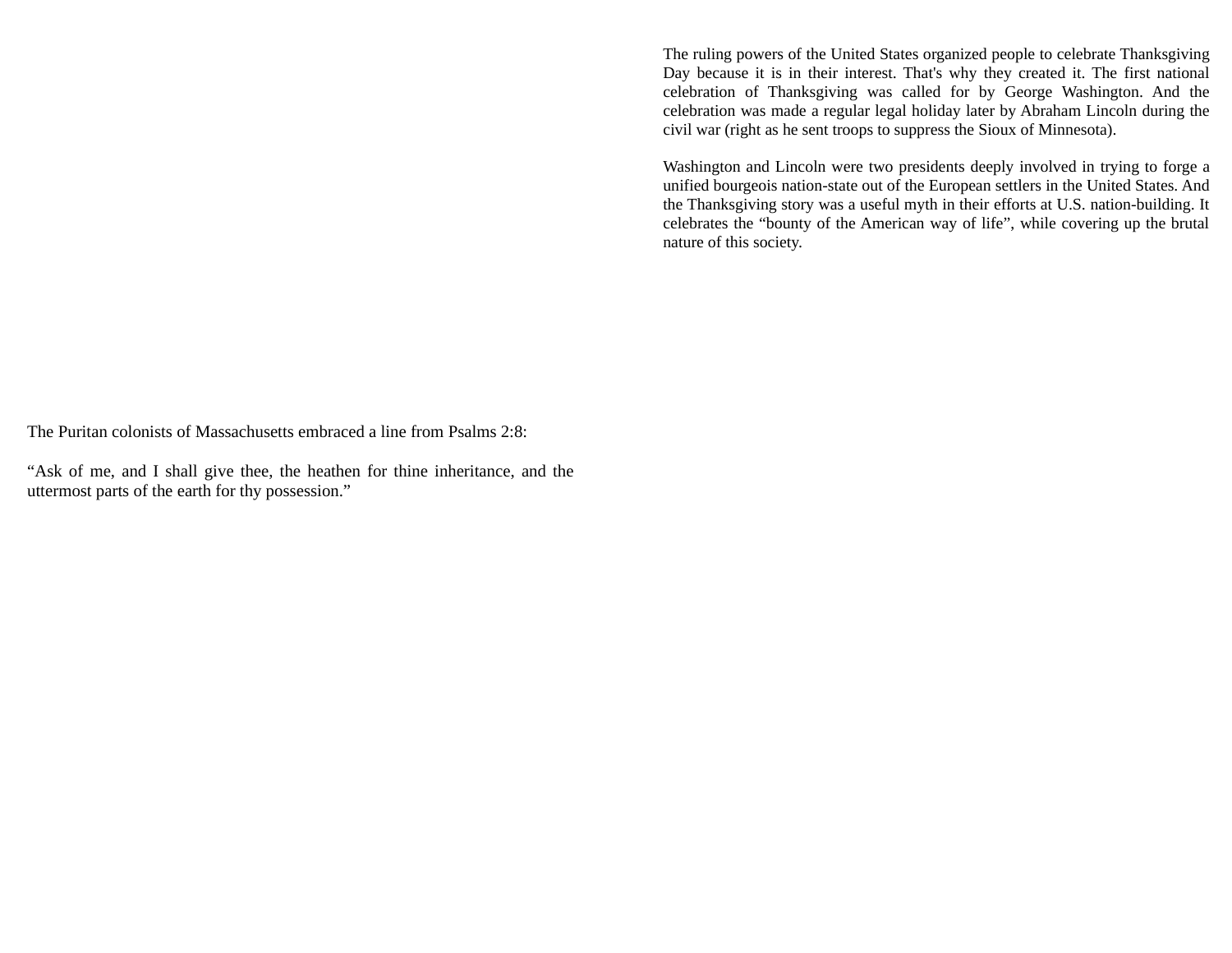The Puritan colonists of Massachusetts embraced a line from Psalms 2:8:

"Ask of me, and I shall give thee, the heathen for thine inheritance, and the uttermost parts of the earth for thy possession."

The ruling powers of the United States organized people to celebrate Thanksgiving Day because it is in their interest. That's why they created it. The first national celebration of Thanksgiving was called for by George Washington. And the celebration was made a regular legal holiday later by Abraham Lincoln during the civil war (right as he sent troops to suppress the Sioux of Minnesota).

Washington and Lincoln were two presidents deeply involved in trying to forge a unified bourgeois nation-state out of the European settlers in the United States. And the Thanksgiving story was a useful myth in their efforts at U.S. nation-building. It celebrates the "bounty of the American way of life", while covering up the brutal nature of this society.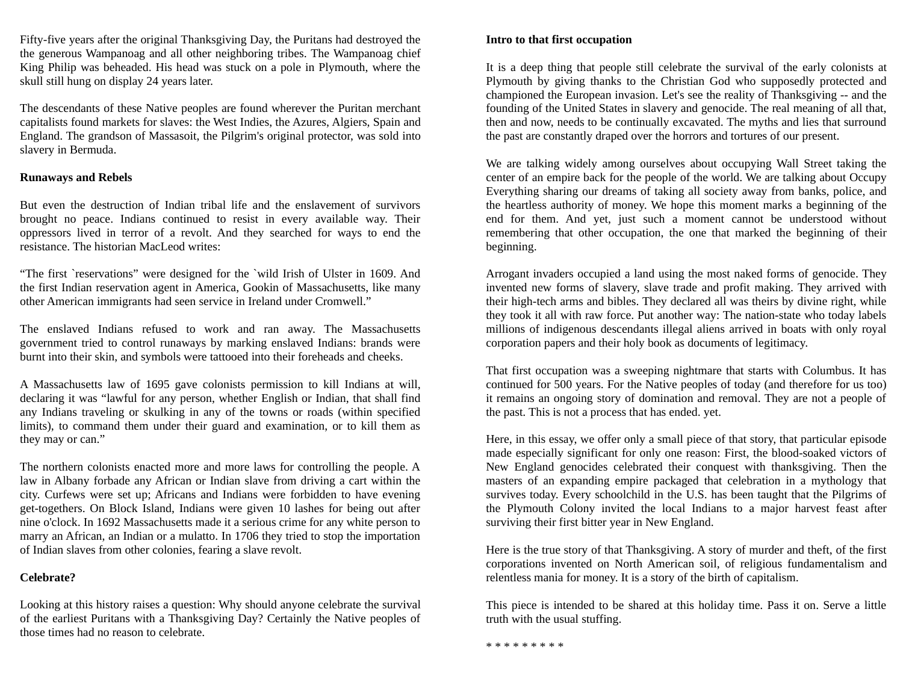Fifty-five years after the original Thanksgiving Day, the Puritans had destroyed the the generous Wampanoag and all other neighboring tribes. The Wampanoag chief King Philip was beheaded. His head was stuck on a pole in Plymouth, where the skull still hung on display 24 years later.

The descendants of these Native peoples are found wherever the Puritan merchant capitalists found markets for slaves: the West Indies, the Azures, Algiers, Spain and England. The grandson of Massasoit, the Pilgrim's original protector, was sold into slavery in Bermuda.

**Runaways and Rebels**

But even the destruction of Indian tribal life and the enslavement of survivors brought no peace. Indians continued to resist in every available way. Their oppressors lived in terror of a revolt. And they searched for ways to end the resistance. The historian MacLeod writes:

“The first `reservations” were designed for the `wild Irish of Ulster in 1609. And the first Indian reservation agent in America, Gookin of Massachusetts, like many other American immigrants had seen service in Ireland under Cromwell.”

The enslaved Indians refused to work and ran away. The Massachusetts government tried to control runaways by marking enslaved Indians: brands were burnt into their skin, and symbols were tattooed into their foreheads and cheeks.

A Massachusetts law of 1695 gave colonists permission to kill Indians at will, declaring it was “lawful for any person, whether English or Indian, that shall find any Indians traveling or skulking in any of the towns or roads (within specified limits), to command them under their guard and examination, or to kill them as they may or can.”

The northern colonists enacted more and more laws for controlling the people. A law in Albany forbade any African or Indian slave from driving a cart within the city. Curfews were set up; Africans and Indians were forbidden to have evening get-togethers. On Block Island, Indians were given 10 lashes for being out after nine o'clock. In 1692 Massachusetts made it a serious crime for any white person to marry an African, an Indian or a mulatto. In 1706 they tried to stop the importation of Indian slaves from other colonies, fearing a slave revolt.

**Celebrate?**

Looking at this history raises a question: Why should anyone celebrate the survival of the earliest Puritans with a Thanksgiving Day? Certainly the Native peoples of those times had no reason to celebrate.

**Intro to that first occupation**

It is a deep thing that people still celebrate the survival of the early colonists at Plymouth by giving thanks to the Christian God who supposedly protected and championed the European invasion. Let's see the reality of Thanksgiving -- and the founding of the United States in slavery and genocide. The real meaning of all that, then and now, needs to be continually excavated. The myths and lies that surround the past are constantly draped over the horrors and tortures of our present.

We are talking widely among ourselves about occupying Wall Street taking the center of an empire back for the people of the world. We are talking about Occupy Everything sharing our dreams of taking all society away from banks, police, and the heartless authority of money. We hope this moment marks a beginning of the end for them. And yet, just such a moment cannot be understood without remembering that other occupation, the one that marked the beginning of their beginning.

Arrogant invaders occupied a land using the most naked forms of genocide. They invented new forms of slavery, slave trade and profit making. They arrived with their high-tech arms and bibles. They declared all was theirs by divine right, while they took it all with raw force. Put another way: The nation-state who today labels millions of indigenous descendants illegal aliens arrived in boats with only royal corporation papers and their holy book as documents of legitimacy.

That first occupation was a sweeping nightmare that starts with Columbus. It has continued for 500 years. For the Native peoples of today (and therefore for us too) it remains an ongoing story of domination and removal. They are not a people of the past. This is not a process that has ended. yet.

Here, in this essay, we offer only a small piece of that story, that particular episode made especially significant for only one reason: First, the blood-soaked victors of New England genocides celebrated their conquest with thanksgiving. Then the masters of an expanding empire packaged that celebration in a mythology that survives today. Every schoolchild in the U.S. has been taught that the Pilgrims of the Plymouth Colony invited the local Indians to a major harvest feast after surviving their first bitter year in New England.

Here is the true story of that Thanksgiving. A story of murder and theft, of the first corporations invented on North American soil, of religious fundamentalism and relentless mania for money. It is a story of the birth of capitalism.

This piece is intended to be shared at this holiday time. Pass it on. Serve a little truth with the usual stuffing.

* * * * * * * * *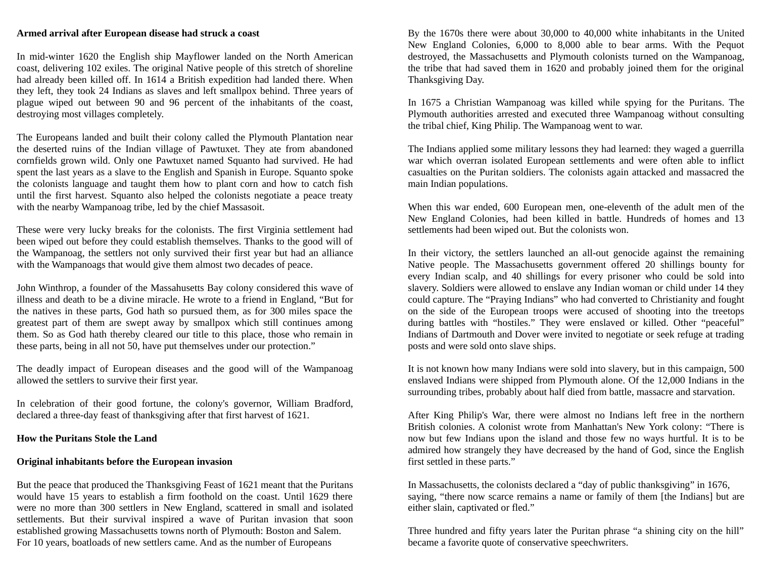**Armed arrival after European disease had struck a coast**

In mid-winter 1620 the English ship Mayflower landed on the North American coast, delivering 102 exiles. The original Native people of this stretch of shoreline had already been killed off. In 1614 a British expedition had landed there. When they left, they took 24 Indians as slaves and left smallpox behind. Three years of plague wiped out between 90 and 96 percent of the inhabitants of the coast, destroying most villages completely.

The Europeans landed and built their colony called the Plymouth Plantation near the deserted ruins of the Indian village of Pawtuxet. They ate from abandoned cornfields grown wild. Only one Pawtuxet named Squanto had survived. He had spent the last years as a slave to the English and Spanish in Europe. Squanto spoke the colonists language and taught them how to plant corn and how to catch fish until the first harvest. Squanto also helped the colonists negotiate a peace treaty with the nearby Wampanoag tribe, led by the chief Massasoit.

These were very lucky breaks for the colonists. The first Virginia settlement had been wiped out before they could establish themselves. Thanks to the good will of the Wampanoag, the settlers not only survived their first year but had an alliance with the Wampanoags that would give them almost two decades of peace.

John Winthrop, a founder of the Massahusetts Bay colony considered this wave of illness and death to be a divine miracle. He wrote to a friend in England, "But for the natives in these parts, God hath so pursued them, as for 300 miles space the greatest part of them are swept away by smallpox which still continues among them. So as God hath thereby cleared our title to this place, those who remain in these parts, being in all not 50, have put themselves under our protection."

The deadly impact of European diseases and the good will of the Wampanoag allowed the settlers to survive their first year.

In celebration of their good fortune, the colony's governor, William Bradford, declared a three-day feast of thanksgiving after that first harvest of 1621.

**How the Puritans Stole the Land**

**Original inhabitants before the European invasion**

But the peace that produced the Thanksgiving Feast of 1621 meant that the Puritans would have 15 years to establish a firm foothold on the coast. Until 1629 there were no more than 300 settlers in New England, scattered in small and isolated settlements. But their survival inspired a wave of Puritan invasion that soon established growing Massachusetts towns north of Plymouth: Boston and Salem. For 10 years, boatloads of new settlers came. And as the number of Europeans

By the 1670s there were about 30,000 to 40,000 white inhabitants in the United New England Colonies, 6,000 to 8,000 able to bear arms. With the Pequot destroyed, the Massachusetts and Plymouth colonists turned on the Wampanoag, the tribe that had saved them in 1620 and probably joined them for the original Thanksgiving Day.

In 1675 a Christian Wampanoag was killed while spying for the Puritans. The Plymouth authorities arrested and executed three Wampanoag without consulting the tribal chief, King Philip. The Wampanoag went to war.

The Indians applied some military lessons they had learned: they waged a guerrilla war which overran isolated European settlements and were often able to inflict casualties on the Puritan soldiers. The colonists again attacked and massacred the main Indian populations.

When this war ended, 600 European men, one-eleventh of the adult men of the New England Colonies, had been killed in battle. Hundreds of homes and 13 settlements had been wiped out. But the colonists won.

In their victory, the settlers launched an all-out genocide against the remaining Native people. The Massachusetts government offered 20 shillings bounty for every Indian scalp, and 40 shillings for every prisoner who could be sold into slavery. Soldiers were allowed to enslave any Indian woman or child under 14 they could capture. The "Praying Indians" who had converted to Christianity and fought on the side of the European troops were accused of shooting into the treetops during battles with "hostiles." They were enslaved or killed. Other "peaceful" Indians of Dartmouth and Dover were invited to negotiate or seek refuge at trading posts and were sold onto slave ships.

It is not known how many Indians were sold into slavery, but in this campaign, 500 enslaved Indians were shipped from Plymouth alone. Of the 12,000 Indians in the surrounding tribes, probably about half died from battle, massacre and starvation.

After King Philip's War, there were almost no Indians left free in the northern British colonies. A colonist wrote from Manhattan's New York colony: "There is now but few Indians upon the island and those few no ways hurtful. It is to be admired how strangely they have decreased by the hand of God, since the English first settled in these parts."

In Massachusetts, the colonists declared a "day of public thanksgiving" in 1676, saying, "there now scarce remains a name or family of them [the Indians] but are either slain, captivated or fled."

Three hundred and fifty years later the Puritan phrase "a shining city on the hill" became a favorite quote of conservative speechwriters.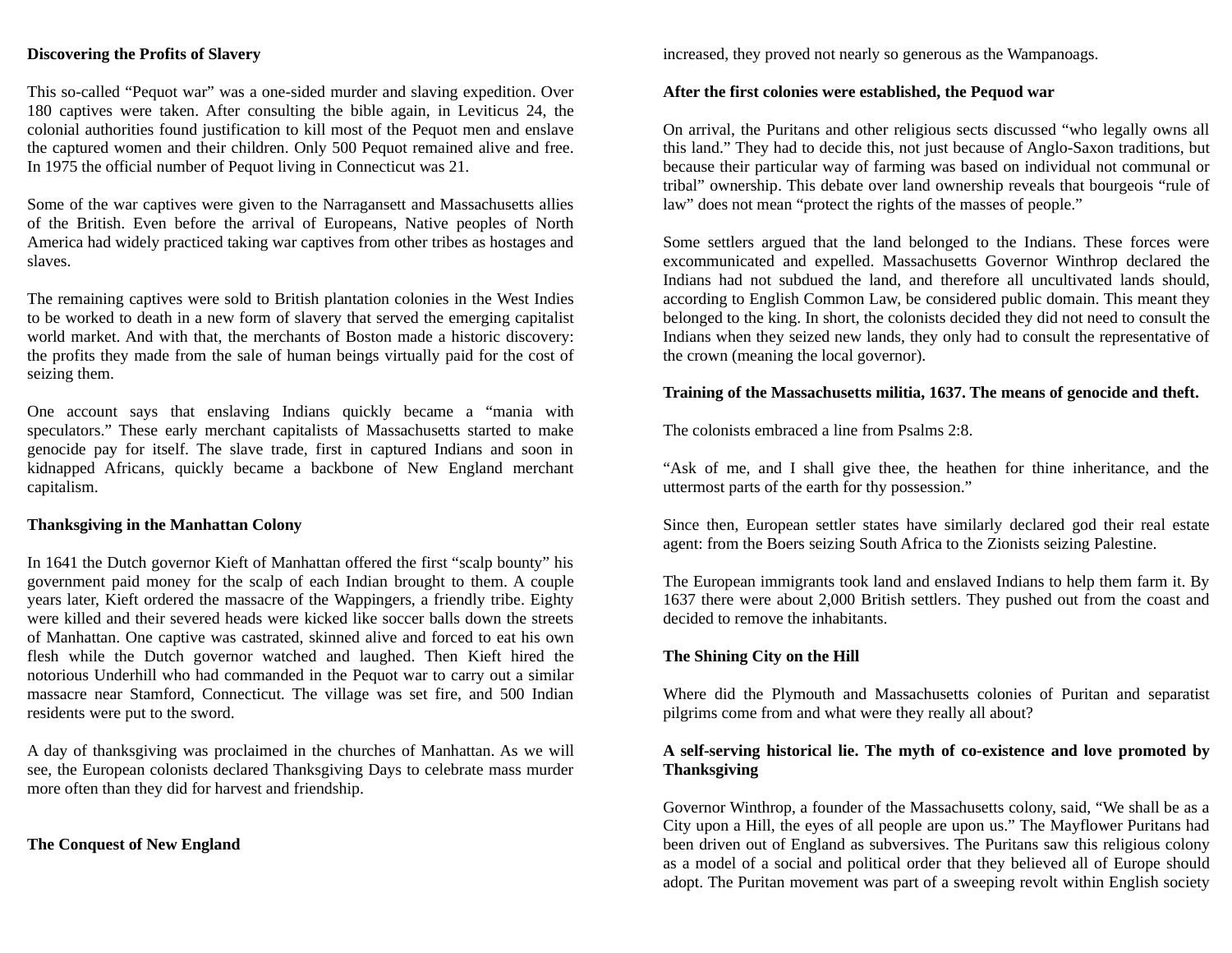**Discovering the Profits of Slavery**

This so-called "Pequot war" was a one-sided murder and slaving expedition. Over 180 captives were taken. After consulting the bible again, in Leviticus 24, the colonial authorities found justification to kill most of the Pequot men and enslave the captured women and their children. Only 500 Pequot remained alive and free. In 1975 the official number of Pequot living in Connecticut was 21.

Some of the war captives were given to the Narragansett and Massachusetts allies of the British. Even before the arrival of Europeans, Native peoples of North America had widely practiced taking war captives from other tribes as hostages and slaves.

The remaining captives were sold to British plantation colonies in the West Indies to be worked to death in a new form of slavery that served the emerging capitalist world market. And with that, the merchants of Boston made a historic discovery: the profits they made from the sale of human beings virtually paid for the cost of seizing them.

One account says that enslaving Indians quickly became a "mania with speculators." These early merchant capitalists of Massachusetts started to make genocide pay for itself. The slave trade, first in captured Indians and soon in kidnapped Africans, quickly became a backbone of New England merchant capitalism.

**Thanksgiving in the Manhattan Colony**

In 1641 the Dutch governor Kieft of Manhattan offered the first "scalp bounty" his government paid money for the scalp of each Indian brought to them. A couple years later, Kieft ordered the massacre of the Wappingers, a friendly tribe. Eighty were killed and their severed heads were kicked like soccer balls down the streets of Manhattan. One captive was castrated, skinned alive and forced to eat his own flesh while the Dutch governor watched and laughed. Then Kieft hired the notorious Underhill who had commanded in the Pequot war to carry out a similar massacre near Stamford, Connecticut. The village was set fire, and 500 Indian residents were put to the sword.

A day of thanksgiving was proclaimed in the churches of Manhattan. As we will see, the European colonists declared Thanksgiving Days to celebrate mass murder more often than they did for harvest and friendship.

**The Conquest of New England**

increased, they proved not nearly so generous as the Wampanoags.

**After the first colonies were established, the Pequod war**

On arrival, the Puritans and other religious sects discussed "who legally owns all this land." They had to decide this, not just because of Anglo-Saxon traditions, but because their particular way of farming was based on individual not communal or tribal" ownership. This debate over land ownership reveals that bourgeois "rule of law" does not mean "protect the rights of the masses of people."

Some settlers argued that the land belonged to the Indians. These forces were excommunicated and expelled. Massachusetts Governor Winthrop declared the Indians had not subdued the land, and therefore all uncultivated lands should, according to English Common Law, be considered public domain. This meant they belonged to the king. In short, the colonists decided they did not need to consult the Indians when they seized new lands, they only had to consult the representative of the crown (meaning the local governor).

**Training of the Massachusetts militia, 1637. The means of genocide and theft.**

The colonists embraced a line from Psalms 2:8.

"Ask of me, and I shall give thee, the heathen for thine inheritance, and the uttermost parts of the earth for thy possession."

Since then, European settler states have similarly declared god their real estate agent: from the Boers seizing South Africa to the Zionists seizing Palestine.

The European immigrants took land and enslaved Indians to help them farm it. By 1637 there were about 2,000 British settlers. They pushed out from the coast and decided to remove the inhabitants.

**The Shining City on the Hill**

Where did the Plymouth and Massachusetts colonies of Puritan and separatist pilgrims come from and what were they really all about?

**A self-serving historical lie. The myth of co-existence and love promoted by Thanksgiving**

Governor Winthrop, a founder of the Massachusetts colony, said, "We shall be as a City upon a Hill, the eyes of all people are upon us." The Mayflower Puritans had been driven out of England as subversives. The Puritans saw this religious colony as a model of a social and political order that they believed all of Europe should adopt. The Puritan movement was part of a sweeping revolt within English society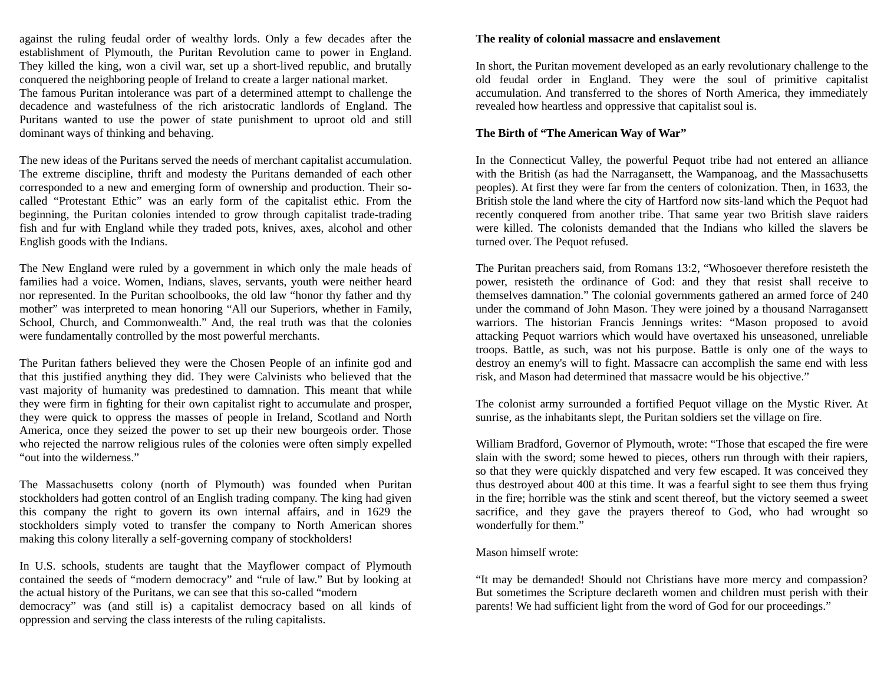against the ruling feudal order of wealthy lords. Only a few decades after the establishment of Plymouth, the Puritan Revolution came to power in England. They killed the king, won a civil war, set up a short-lived republic, and brutally conquered the neighboring people of Ireland to create a larger national market.

The famous Puritan intolerance was part of a determined attempt to challenge the decadence and wastefulness of the rich aristocratic landlords of England. The Puritans wanted to use the power of state punishment to uproot old and still dominant ways of thinking and behaving.

The new ideas of the Puritans served the needs of merchant capitalist accumulation. The extreme discipline, thrift and modesty the Puritans demanded of each other corresponded to a new and emerging form of ownership and production. Their so-called "Protestant Ethic" was an early form of the capitalist ethic. From the beginning, the Puritan colonies intended to grow through capitalist trade-trading fish and fur with England while they traded pots, knives, axes, alcohol and other English goods with the Indians.

The New England were ruled by a government in which only the male heads of families had a voice. Women, Indians, slaves, servants, youth were neither heard nor represented. In the Puritan schoolbooks, the old law "honor thy father and thy mother" was interpreted to mean honoring "All our Superiors, whether in Family, School, Church, and Commonwealth." And, the real truth was that the colonies were fundamentally controlled by the most powerful merchants.

The Puritan fathers believed they were the Chosen People of an infinite god and that this justified anything they did. They were Calvinists who believed that the vast majority of humanity was predestined to damnation. This meant that while they were firm in fighting for their own capitalist right to accumulate and prosper, they were quick to oppress the masses of people in Ireland, Scotland and North America, once they seized the power to set up their new bourgeois order. Those who rejected the narrow religious rules of the colonies were often simply expelled "out into the wilderness."

The Massachusetts colony (north of Plymouth) was founded when Puritan stockholders had gotten control of an English trading company. The king had given this company the right to govern its own internal affairs, and in 1629 the stockholders simply voted to transfer the company to North American shores making this colony literally a self-governing company of stockholders!

In U.S. schools, students are taught that the Mayflower compact of Plymouth contained the seeds of "modern democracy" and "rule of law." But by looking at the actual history of the Puritans, we can see that this so-called "modern democracy" was (and still is) a capitalist democracy based on all kinds of oppression and serving the class interests of the ruling capitalists.

**The reality of colonial massacre and enslavement**

In short, the Puritan movement developed as an early revolutionary challenge to the old feudal order in England. They were the soul of primitive capitalist accumulation. And transferred to the shores of North America, they immediately revealed how heartless and oppressive that capitalist soul is.

**The Birth of "The American Way of War"**

In the Connecticut Valley, the powerful Pequot tribe had not entered an alliance with the British (as had the Narragansett, the Wampanoag, and the Massachusetts peoples). At first they where far from the centers of colonization. Then, in 1633, the British stole the land where the city of Hartford now sits-land which the Pequot had recently conquered from another tribe. That same year two British slave raiders were killed. The colonists demanded that the Indians who killed the slavers be turned over. The Pequot refused.

The Puritan preachers said, from Romans 13:2, "Whosoever therefore resisteth the power, resisteth the ordinance of God: and they that resist shall receive to themselves damnation." The colonial governments gathered an armed force of 240 under the command of John Mason. They were joined by a thousand Narragansett warriors. The historian Francis Jennings writes: "Mason proposed to avoid attacking Pequot warriors which would have overtaxed his unseasoned, unreliable troops. Battle, as such, was not his purpose. Battle is only one of the ways to destroy an enemy's will to fight. Massacre can accomplish the same end with less risk, and Mason had determined that massacre would be his objective."

The colonist army surrounded a fortified Pequot village on the Mystic River. At sunrise, as the inhabitants slept, the Puritan soldiers set the village on fire.

William Bradford, Governor of Plymouth, wrote: "Those that escaped the fire were slain with the sword; some hewed to pieces, others run through with their rapiers, so that they were quickly dispatched and very few escaped. It was conceived they thus destroyed about 400 at this time. It was a fearful sight to see them thus frying in the fire; horrible was the stink and scent thereof, but the victory seemed a sweet sacrifice, and they gave the prayers thereof to God, who had wrought so wonderfully for them."

Mason himself wrote:

"It may be demanded! Should not Christians have more mercy and compassion? But sometimes the Scripture declareth women and children must perish with their parents! We had sufficient light from the word of God for our proceedings."